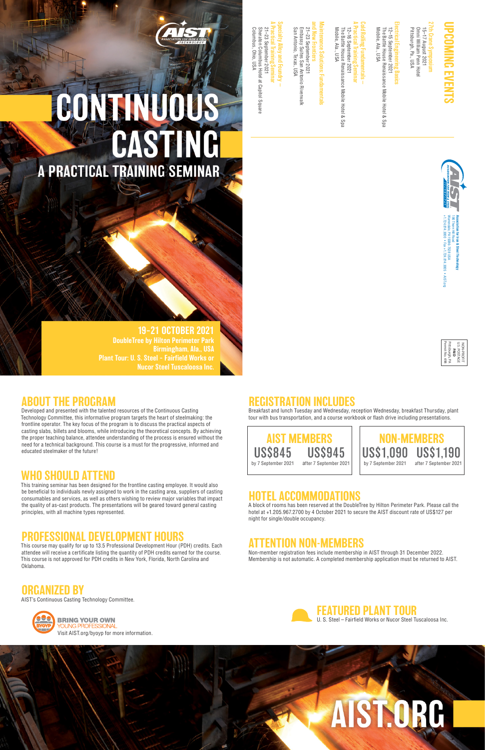# CONTINUOUS CASTING

## A PRACTICAL TRAINING SEMINAR

**19–21 OCTOBER 2021**
**DoubleTree by Hilton Perimeter Park**
**Birmingham, Ala., USA**
**Plant Tour: U. S. Steel – Fairfield Works or Nucor Steel Tuscaloosa Inc.**

## UPCOMING EVENTS

**27th Crane Symposium**
15–17 August 2021
Omni William Penn Hotel
Pittsburgh, Pa., USA

**Electrical Engineering Basics**
12–15 September 2021
The Battle House Renaissance Mobile Hotel & Spa
Mobile, Ala., USA

**Cold Rolling Fundamentals – A Practical Training Seminar**
12–16 September 2021
The Battle House Renaissance Mobile Hotel & Spa
Mobile, Ala., USA

**Maintenance Solutions: Fundamentals and New Frontiers**
21–23 September 2021
Embassy Suites San Antonio Riverwalk
San Antonio, Texas, USA

**Specialty Alloy and Foundry – A Practical Training Seminar**
21–23 September 2021
Sheraton Columbus Hotel at Capitol Square
Columbus, Ohio, USA

Association for Iron & Steel Technology
186 Thorn Hill Road
Warrendale, PA 15086-7528 USA
+1.724.814.3000 • Fax +1.724.814.3001 • AIST.org

NON-PROFIT
U.S. POSTAGE
PAID
Pittsburgh, PA
Permit No. 498

## ABOUT THE PROGRAM

Developed and presented with the talented resources of the Continuous Casting Technology Committee, this informative program targets the heart of steelmaking: the frontline operator. The key focus of the program is to discuss the practical aspects of casting slabs, billets and blooms, while introducing the theoretical concepts. By achieving the proper teaching balance, attendee understanding of the process is ensured without the need for a technical background. This course is a must for the progressive, informed and educated steelmaker of the future!

## WHO SHOULD ATTEND

This training seminar has been designed for the frontline casting employee. It would also be beneficial to individuals newly assigned to work in the casting area, suppliers of casting consumables and services, as well as others wishing to review major variables that impact the quality of as-cast products. The presentations will be geared toward general casting principles, with all machine types represented.

## PROFESSIONAL DEVELOPMENT HOURS

This course may qualify for up to 13.5 Professional Development Hour (PDH) credits. Each attendee will receive a certificate listing the quantity of PDH credits earned for the course. This course is not approved for PDH credits in New York, Florida, North Carolina and Oklahoma.

## ORGANIZED BY

AIST's Continuous Casting Technology Committee.

**BRING YOUR OWN YOUNG PROFESSIONAL**
Visit AIST.org/byoyp for more information.

## REGISTRATION INCLUDES

Breakfast and lunch Tuesday and Wednesday, reception Wednesday, breakfast Thursday, plant tour with bus transportation, and a course workbook or flash drive including presentations.

| AIST MEMBERS | | NON-MEMBERS | |
|---|---|---|---|
| US$845 | US$945 | US$1,090 | US$1,190 |
| by 7 September 2021 | after 7 September 2021 | by 7 September 2021 | after 7 September 2021 |

## HOTEL ACCOMMODATIONS

A block of rooms has been reserved at the DoubleTree by Hilton Perimeter Park. Please call the hotel at +1.205.967.2700 by 4 October 2021 to secure the AIST discount rate of US$127 per night for single/double occupancy.

## ATTENTION NON-MEMBERS

Non-member registration fees include membership in AIST through 31 December 2022. Membership is not automatic. A completed membership application must be returned to AIST.

## FEATURED PLANT TOUR

U. S. Steel – Fairfield Works or Nucor Steel Tuscaloosa Inc.

# AIST.ORG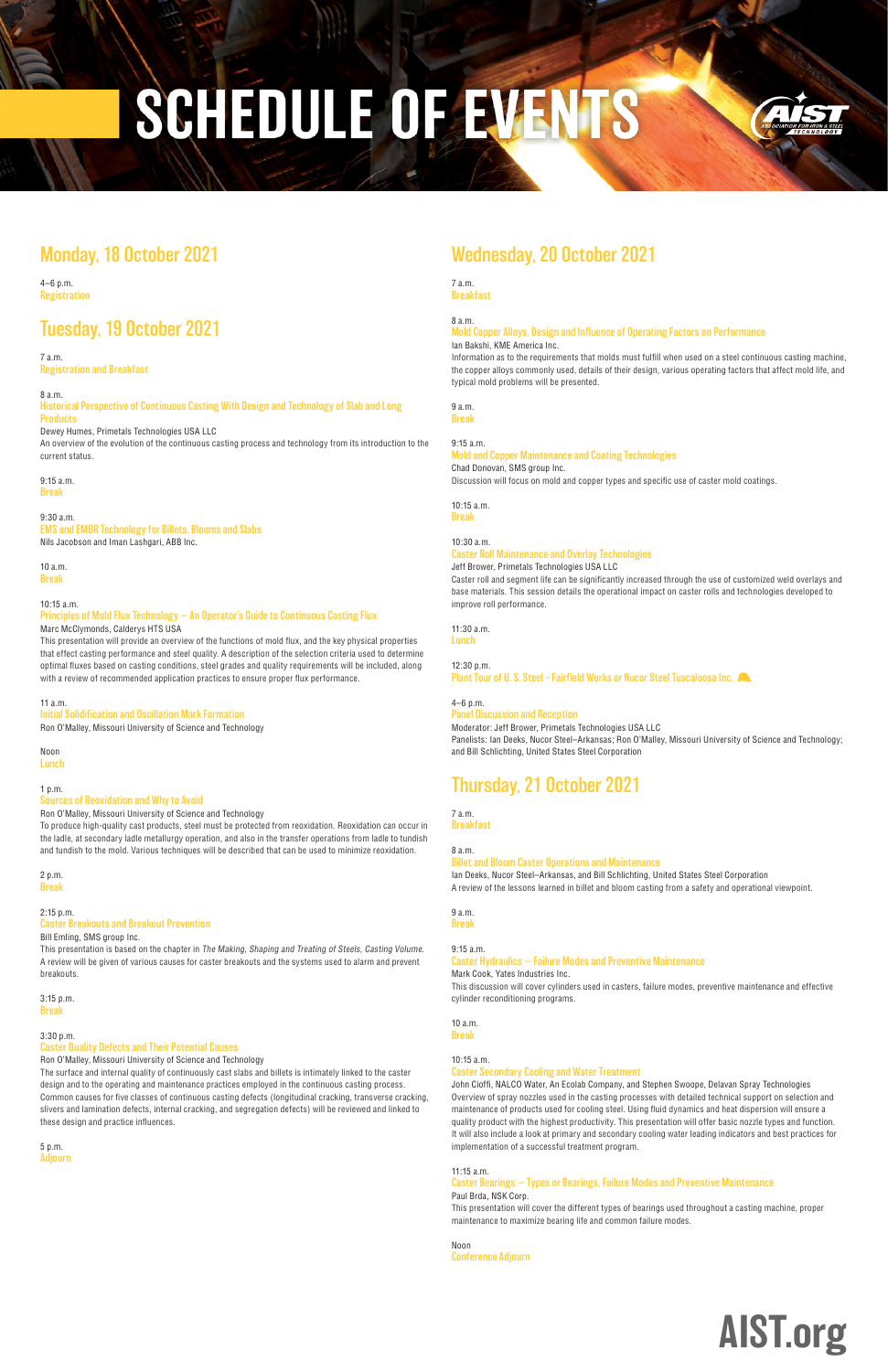# SCHEDULE OF EVENTS

## Monday, 18 October 2021

4–6 p.m.
Registration

## Tuesday, 19 October 2021

7 a.m.
Registration and Breakfast

8 a.m.
**Historical Perspective of Continuous Casting With Design and Technology of Slab and Long Products**
Dewey Humes, Primetals Technologies USA LLC
An overview of the evolution of the continuous casting process and technology from its introduction to the current status.

9:15 a.m.
Break

9:30 a.m.
**EMS and EMBR Technology for Billets, Blooms and Slabs**
Nils Jacobson and Iman Lashgari, ABB Inc.

10 a.m.
Break

10:15 a.m.
**Principles of Mold Flux Technology — An Operator's Guide to Continuous Casting Flux**
Marc McClymonds, Calderys HTS USA
This presentation will provide an overview of the functions of mold flux, and the key physical properties that effect casting performance and steel quality. A description of the selection criteria used to determine optimal fluxes based on casting conditions, steel grades and quality requirements will be included, along with a review of recommended application practices to ensure proper flux performance.

11 a.m.
**Initial Solidification and Oscillation Mark Formation**
Ron O'Malley, Missouri University of Science and Technology

Noon
Lunch

1 p.m.
**Sources of Reoxidation and Why to Avoid**
Ron O'Malley, Missouri University of Science and Technology
To produce high-quality cast products, steel must be protected from reoxidation. Reoxidation can occur in the ladle, at secondary ladle metallurgy operation, and also in the transfer operations from ladle to tundish and tundish to the mold. Various techniques will be described that can be used to minimize reoxidation.

2 p.m.
Break

2:15 p.m.
**Caster Breakouts and Breakout Prevention**
Bill Emling, SMS group Inc.
This presentation is based on the chapter in *The Making, Shaping and Treating of Steels, Casting Volume*. A review will be given of various causes for caster breakouts and the systems used to alarm and prevent breakouts.

3:15 p.m.
Break

3:30 p.m.
**Caster Quality Defects and Their Potential Causes**
Ron O'Malley, Missouri University of Science and Technology
The surface and internal quality of continuously cast slabs and billets is intimately linked to the caster design and to the operating and maintenance practices employed in the continuous casting process. Common causes for five classes of continuous casting defects (longitudinal cracking, transverse cracking, slivers and lamination defects, internal cracking, and segregation defects) will be reviewed and linked to these design and practice influences.

5 p.m.
Adjourn

## Wednesday, 20 October 2021

7 a.m.
Breakfast

8 a.m.
**Mold Copper Alloys, Design and Influence of Operating Factors on Performance**
Ian Bakshi, KME America Inc.
Information as to the requirements that molds must fulfill when used on a steel continuous casting machine, the copper alloys commonly used, details of their design, various operating factors that affect mold life, and typical mold problems will be presented.

9 a.m.
Break

9:15 a.m.
**Mold and Copper Maintenance and Coating Technologies**
Chad Donovan, SMS group Inc.
Discussion will focus on mold and copper types and specific use of caster mold coatings.

10:15 a.m.
Break

10:30 a.m.
**Caster Roll Maintenance and Overlay Technologies**
Jeff Brower, Primetals Technologies USA LLC
Caster roll and segment life can be significantly increased through the use of customized weld overlays and base materials. This session details the operational impact on caster rolls and technologies developed to improve roll performance.

11:30 a.m.
Lunch

12:30 p.m.
**Plant Tour of U. S. Steel - Fairfield Works or Nucor Steel Tuscaloosa Inc.**

4–6 p.m.
**Panel Discussion and Reception**
Moderator: Jeff Brower, Primetals Technologies USA LLC
Panelists: Ian Deeks, Nucor Steel–Arkansas; Ron O'Malley, Missouri University of Science and Technology; and Bill Schlichting, United States Steel Corporation

## Thursday, 21 October 2021

7 a.m.
Breakfast

8 a.m.
**Billet and Bloom Caster Operations and Maintenance**
Ian Deeks, Nucor Steel–Arkansas, and Bill Schlichting, United States Steel Corporation
A review of the lessons learned in billet and bloom casting from a safety and operational viewpoint.

9 a.m.
Break

9:15 a.m.
**Caster Hydraulics — Failure Modes and Preventive Maintenance**
Mark Cook, Yates Industries Inc.
This discussion will cover cylinders used in casters, failure modes, preventive maintenance and effective cylinder reconditioning programs.

10 a.m.
Break

10:15 a.m.
**Caster Secondary Cooling and Water Treatment**
John Cioffi, NALCO Water, An Ecolab Company, and Stephen Swoope, Delavan Spray Technologies
Overview of spray nozzles used in the casting processes with detailed technical support on selection and maintenance of products used for cooling steel. Using fluid dynamics and heat dispersion will ensure a quality product with the highest productivity. This presentation will offer basic nozzle types and function. It will also include a look at primary and secondary cooling water leading indicators and best practices for implementation of a successful treatment program.

11:15 a.m.
**Caster Bearings — Types or Bearings, Failure Modes and Preventive Maintenance**
Paul Brda, NSK Corp.
This presentation will cover the different types of bearings used throughout a casting machine, proper maintenance to maximize bearing life and common failure modes.

Noon
Conference Adjourn

AIST.org